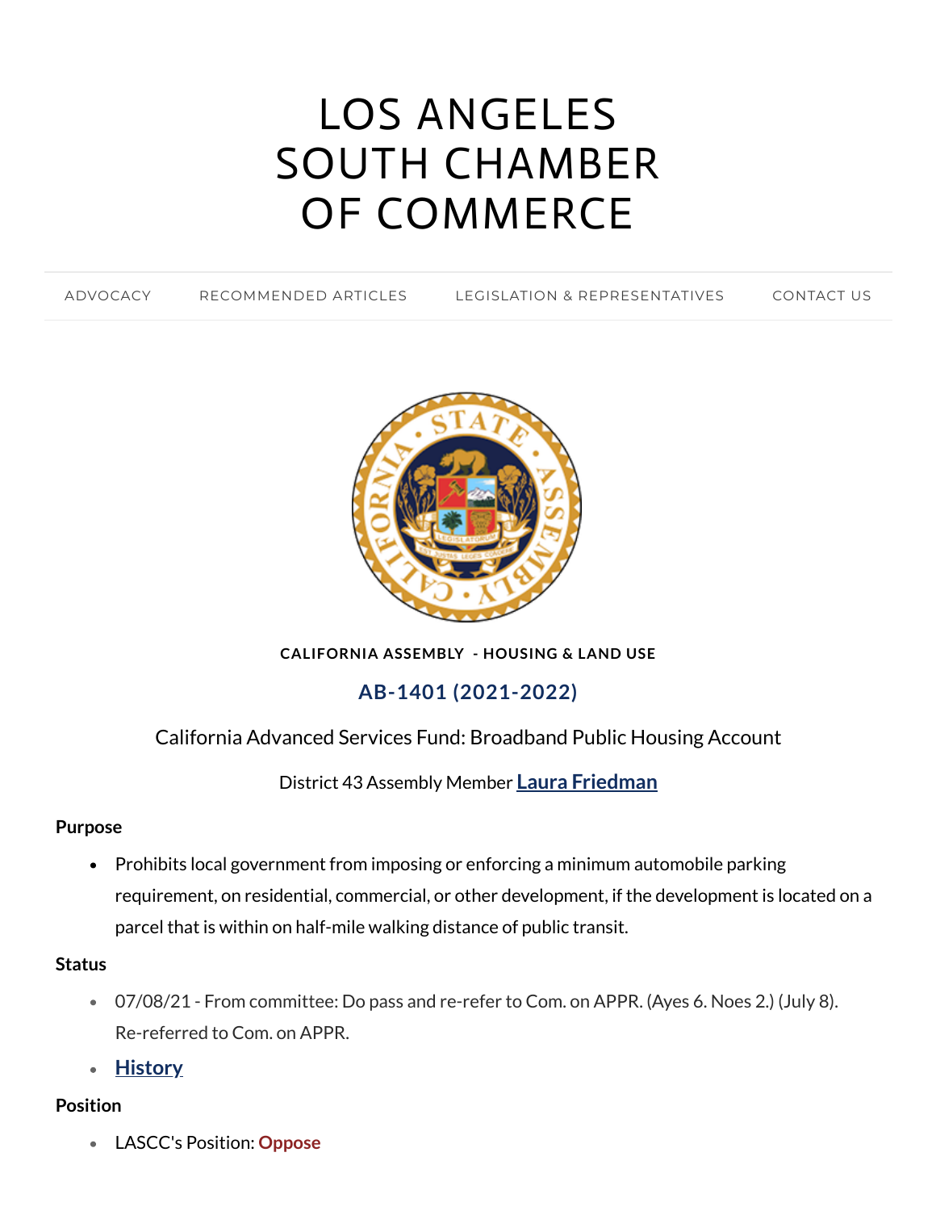# LOS ANGELES SOUTH CHAMBER OF COMMERCE

ADVOCACY RECOMMENDED ARTICLES LEGISLATION & REPRESENTATIVES CONTACT US

**CALIFORNIA ASSEMBLY - HOUSING & LAND USE**

## AB-1401 (2021-2022)

California Advanced Services Fund: Broadband Public Housing Account

District 43 Assembly Member **Laura Friedman**

**Purpose**

- Prohibits local government from imposing or enforcing a minimum automobile parking requirement, on residential, commercial, or other development, if the development is located on a parcel that is within on half-mile walking distance of public transit.

**Status**

- 07/08/21 - From committee: Do pass and re-refer to Com. on APPR. (Ayes 6. Noes 2.) (July 8). Re-referred to Com. on APPR.
- **History**

**Position**

- LASCC's Position: **Oppose**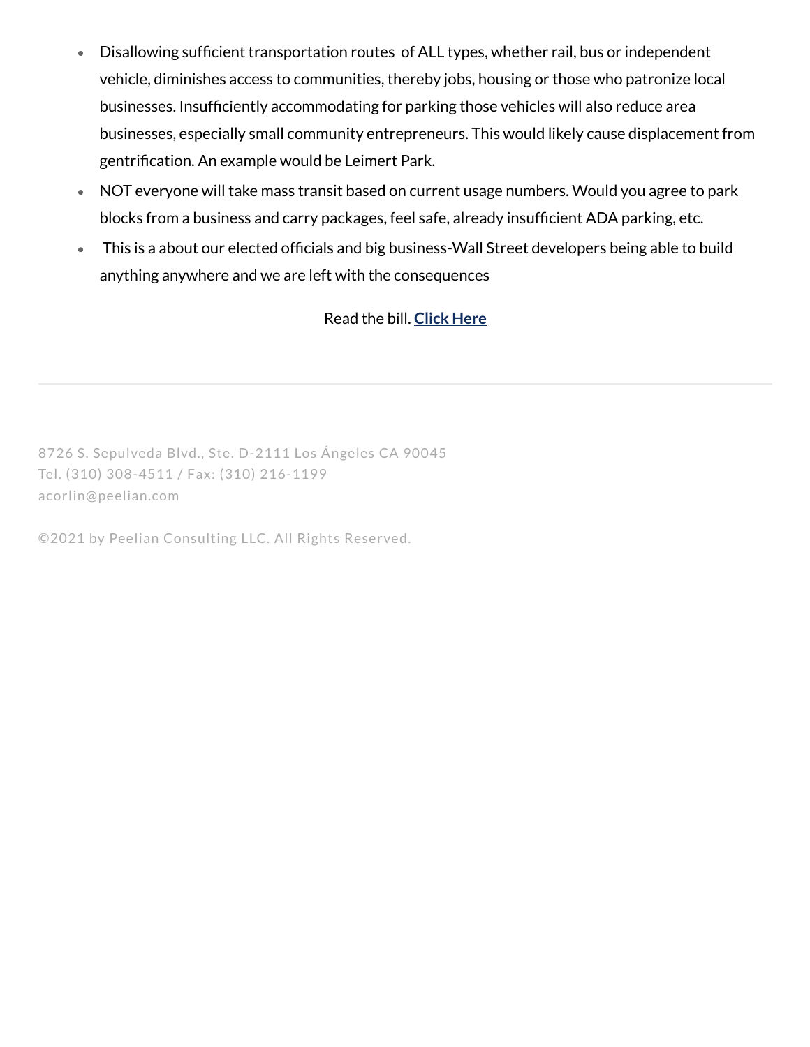- Disallowing sufficient transportation routes of ALL types, whether rail, bus or independent vehicle, diminishes access to communities, thereby jobs, housing or those who patronize local businesses. Insufficiently accommodating for parking those vehicles will also reduce area businesses, especially small community entrepreneurs. This would likely cause displacement from gentrification. An example would be Leimert Park.
- NOT everyone will take mass transit based on current usage numbers. Would you agree to park blocks from a business and carry packages, feel safe, already insufficient ADA parking, etc.
- This is a about our elected officials and big business-Wall Street developers being able to build anything anywhere and we are left with the consequences

Read the bill. **Click Here**

---

8726 S. Sepulveda Blvd., Ste. D-2111 Los Ángeles CA 90045
Tel. (310) 308-4511 / Fax: (310) 216-1199
acorlin@peelian.com

©2021 by Peelian Consulting LLC. All Rights Reserved.